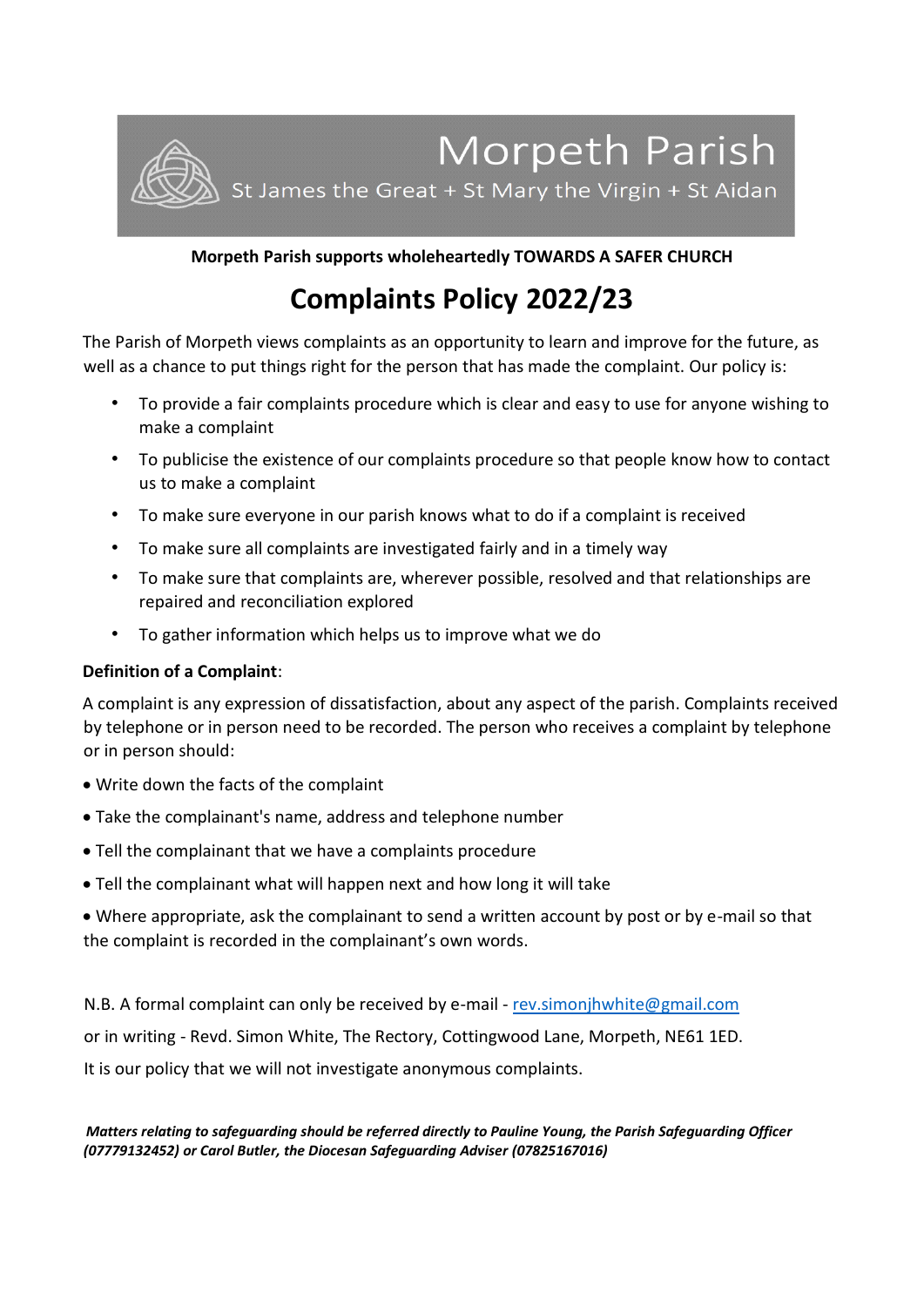Morpeth Parish

St James the Great + St Mary the Virgin + St Aidan

**Morpeth Parish supports wholeheartedly TOWARDS A SAFER CHURCH**

# Complaints Policy 2022/23

The Parish of Morpeth views complaints as an opportunity to learn and improve for the future, as well as a chance to put things right for the person that has made the complaint. Our policy is:

- To provide a fair complaints procedure which is clear and easy to use for anyone wishing to make a complaint
- To publicise the existence of our complaints procedure so that people know how to contact us to make a complaint
- To make sure everyone in our parish knows what to do if a complaint is received
- To make sure all complaints are investigated fairly and in a timely way
- To make sure that complaints are, wherever possible, resolved and that relationships are repaired and reconciliation explored
- To gather information which helps us to improve what we do

**Definition of a Complaint**:

A complaint is any expression of dissatisfaction, about any aspect of the parish. Complaints received by telephone or in person need to be recorded. The person who receives a complaint by telephone or in person should:

- Write down the facts of the complaint
- Take the complainant's name, address and telephone number
- Tell the complainant that we have a complaints procedure
- Tell the complainant what will happen next and how long it will take
- Where appropriate, ask the complainant to send a written account by post or by e-mail so that the complaint is recorded in the complainant's own words.

N.B. A formal complaint can only be received by e-mail - rev.simonjhwhite@gmail.com

or in writing - Revd. Simon White, The Rectory, Cottingwood Lane, Morpeth, NE61 1ED.

It is our policy that we will not investigate anonymous complaints.

***Matters relating to safeguarding should be referred directly to Pauline Young, the Parish Safeguarding Officer (07779132452) or Carol Butler, the Diocesan Safeguarding Adviser (07825167016)***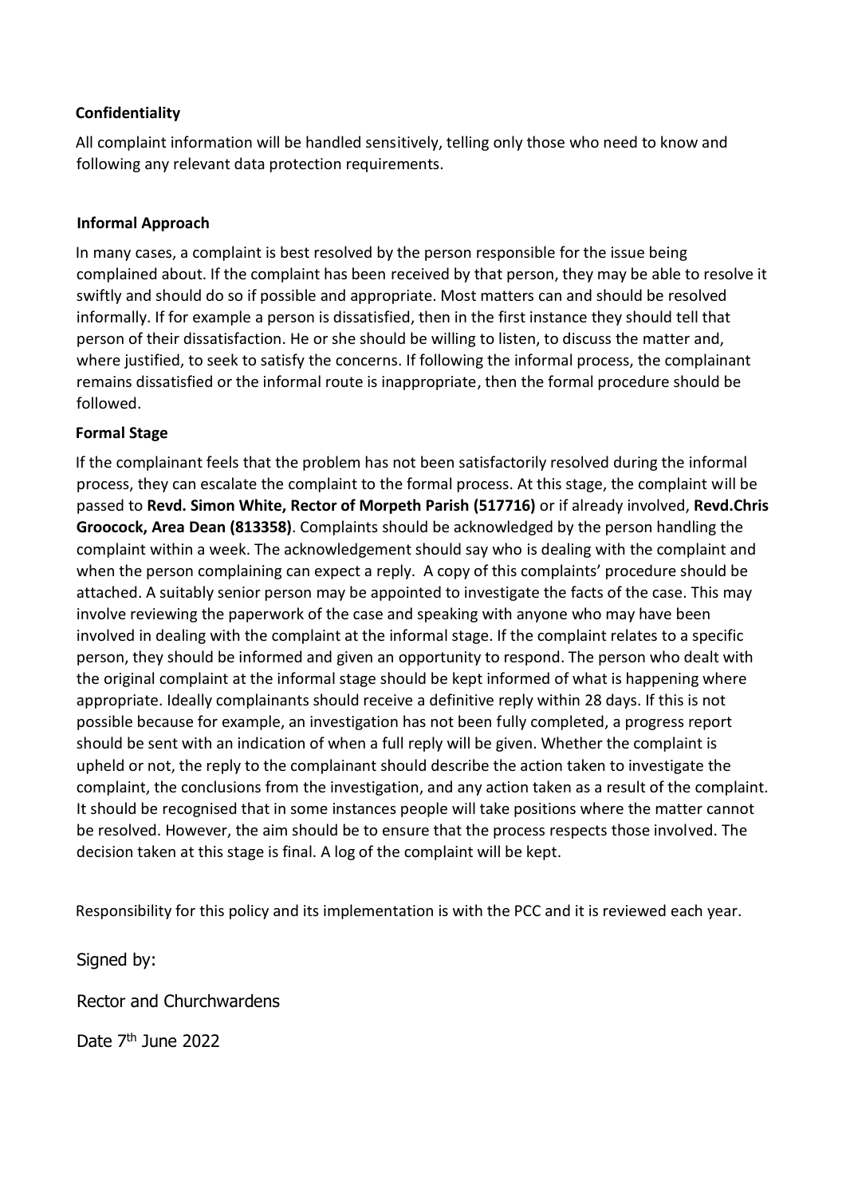### Confidentiality

All complaint information will be handled sensitively, telling only those who need to know and following any relevant data protection requirements.

### Informal Approach

In many cases, a complaint is best resolved by the person responsible for the issue being complained about. If the complaint has been received by that person, they may be able to resolve it swiftly and should do so if possible and appropriate. Most matters can and should be resolved informally. If for example a person is dissatisfied, then in the first instance they should tell that person of their dissatisfaction. He or she should be willing to listen, to discuss the matter and, where justified, to seek to satisfy the concerns. If following the informal process, the complainant remains dissatisfied or the informal route is inappropriate, then the formal procedure should be followed.

### Formal Stage

If the complainant feels that the problem has not been satisfactorily resolved during the informal process, they can escalate the complaint to the formal process. At this stage, the complaint will be passed to **Revd. Simon White, Rector of Morpeth Parish (517716)** or if already involved, **Revd.Chris Groocock, Area Dean (813358)**. Complaints should be acknowledged by the person handling the complaint within a week. The acknowledgement should say who is dealing with the complaint and when the person complaining can expect a reply. A copy of this complaints' procedure should be attached. A suitably senior person may be appointed to investigate the facts of the case. This may involve reviewing the paperwork of the case and speaking with anyone who may have been involved in dealing with the complaint at the informal stage. If the complaint relates to a specific person, they should be informed and given an opportunity to respond. The person who dealt with the original complaint at the informal stage should be kept informed of what is happening where appropriate. Ideally complainants should receive a definitive reply within 28 days. If this is not possible because for example, an investigation has not been fully completed, a progress report should be sent with an indication of when a full reply will be given. Whether the complaint is upheld or not, the reply to the complainant should describe the action taken to investigate the complaint, the conclusions from the investigation, and any action taken as a result of the complaint. It should be recognised that in some instances people will take positions where the matter cannot be resolved. However, the aim should be to ensure that the process respects those involved. The decision taken at this stage is final. A log of the complaint will be kept.

Responsibility for this policy and its implementation is with the PCC and it is reviewed each year.

Signed by:

Rector and Churchwardens

Date 7th June 2022